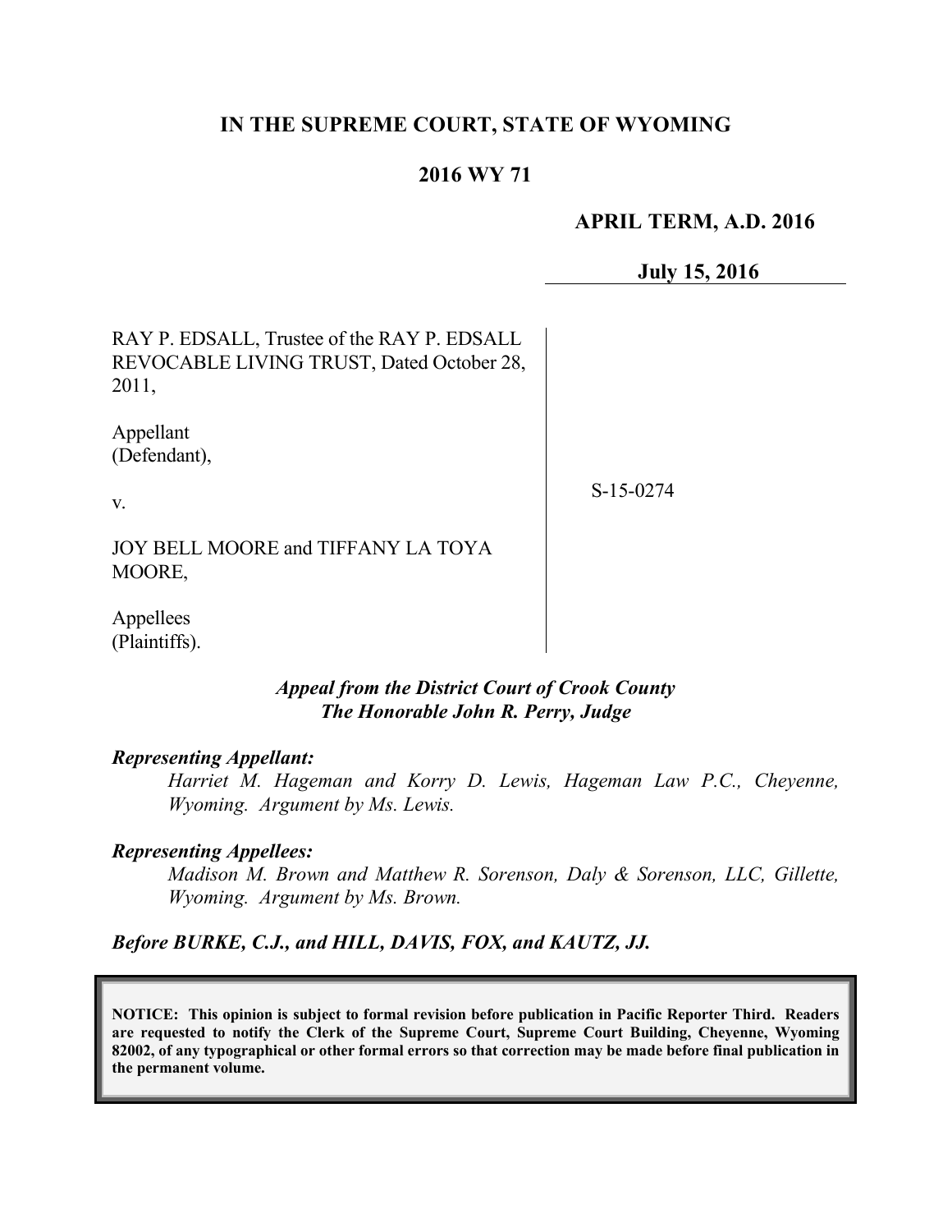**IN THE SUPREME COURT, STATE OF WYOMING**

**2016 WY 71**

**APRIL TERM, A.D. 2016**

**July 15, 2016**

RAY P. EDSALL, Trustee of the RAY P. EDSALL REVOCABLE LIVING TRUST, Dated October 28, 2011,

Appellant
(Defendant),

v.

JOY BELL MOORE and TIFFANY LA TOYA MOORE,

Appellees
(Plaintiffs).

S-15-0274

***Appeal from the District Court of Crook County***
***The Honorable John R. Perry, Judge***

***Representing Appellant:***

*Harriet M. Hageman and Korry D. Lewis, Hageman Law P.C., Cheyenne, Wyoming. Argument by Ms. Lewis.*

***Representing Appellees:***

*Madison M. Brown and Matthew R. Sorenson, Daly & Sorenson, LLC, Gillette, Wyoming. Argument by Ms. Brown.*

***Before BURKE, C.J., and HILL, DAVIS, FOX, and KAUTZ, JJ.***

**NOTICE: This opinion is subject to formal revision before publication in Pacific Reporter Third. Readers are requested to notify the Clerk of the Supreme Court, Supreme Court Building, Cheyenne, Wyoming 82002, of any typographical or other formal errors so that correction may be made before final publication in the permanent volume.**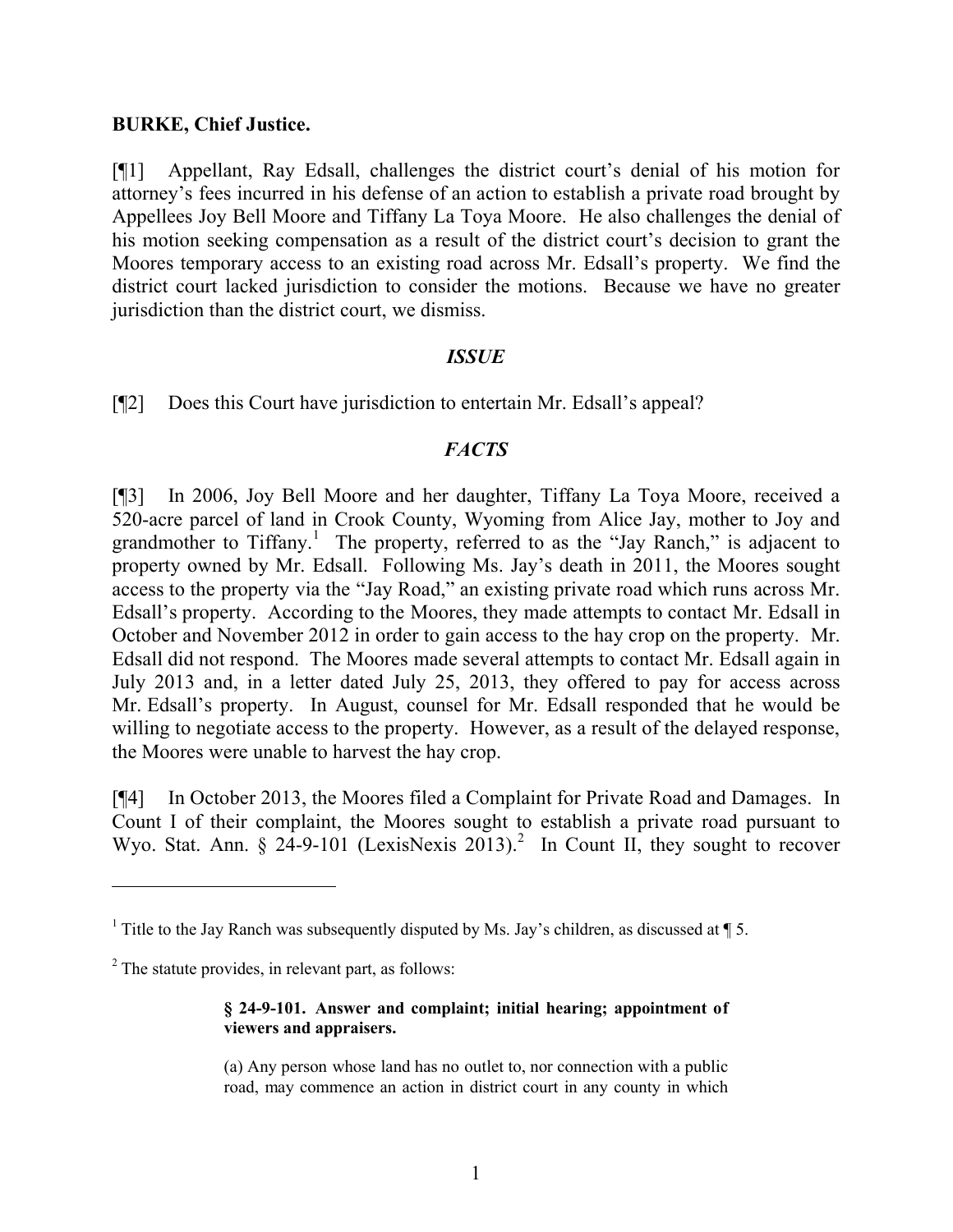**BURKE, Chief Justice.**

[¶1] Appellant, Ray Edsall, challenges the district court's denial of his motion for attorney's fees incurred in his defense of an action to establish a private road brought by Appellees Joy Bell Moore and Tiffany La Toya Moore. He also challenges the denial of his motion seeking compensation as a result of the district court's decision to grant the Moores temporary access to an existing road across Mr. Edsall's property. We find the district court lacked jurisdiction to consider the motions. Because we have no greater jurisdiction than the district court, we dismiss.

### *ISSUE*

[¶2] Does this Court have jurisdiction to entertain Mr. Edsall's appeal?

### *FACTS*

[¶3] In 2006, Joy Bell Moore and her daughter, Tiffany La Toya Moore, received a 520-acre parcel of land in Crook County, Wyoming from Alice Jay, mother to Joy and grandmother to Tiffany.[1] The property, referred to as the "Jay Ranch," is adjacent to property owned by Mr. Edsall. Following Ms. Jay's death in 2011, the Moores sought access to the property via the "Jay Road," an existing private road which runs across Mr. Edsall's property. According to the Moores, they made attempts to contact Mr. Edsall in October and November 2012 in order to gain access to the hay crop on the property. Mr. Edsall did not respond. The Moores made several attempts to contact Mr. Edsall again in July 2013 and, in a letter dated July 25, 2013, they offered to pay for access across Mr. Edsall's property. In August, counsel for Mr. Edsall responded that he would be willing to negotiate access to the property. However, as a result of the delayed response, the Moores were unable to harvest the hay crop.

[¶4] In October 2013, the Moores filed a Complaint for Private Road and Damages. In Count I of their complaint, the Moores sought to establish a private road pursuant to Wyo. Stat. Ann. § 24-9-101 (LexisNexis 2013).[2] In Count II, they sought to recover

---

[1] Title to the Jay Ranch was subsequently disputed by Ms. Jay's children, as discussed at ¶ 5.

[2] The statute provides, in relevant part, as follows:

> **§ 24-9-101. Answer and complaint; initial hearing; appointment of viewers and appraisers.**
>
> (a) Any person whose land has no outlet to, nor connection with a public road, may commence an action in district court in any county in which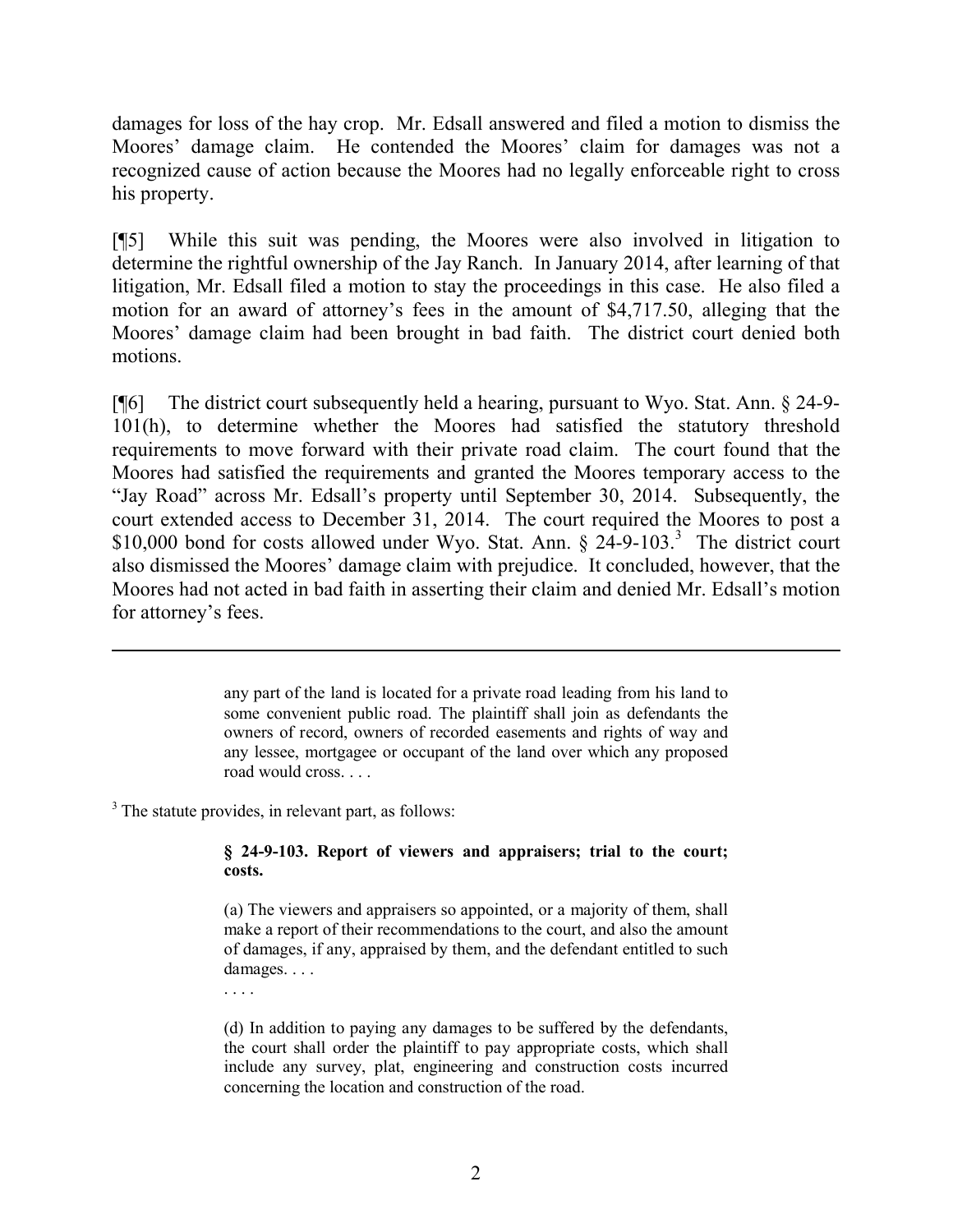damages for loss of the hay crop. Mr. Edsall answered and filed a motion to dismiss the Moores' damage claim. He contended the Moores' claim for damages was not a recognized cause of action because the Moores had no legally enforceable right to cross his property.

[¶5] While this suit was pending, the Moores were also involved in litigation to determine the rightful ownership of the Jay Ranch. In January 2014, after learning of that litigation, Mr. Edsall filed a motion to stay the proceedings in this case. He also filed a motion for an award of attorney's fees in the amount of $4,717.50, alleging that the Moores' damage claim had been brought in bad faith. The district court denied both motions.

[¶6] The district court subsequently held a hearing, pursuant to Wyo. Stat. Ann. § 24-9-101(h), to determine whether the Moores had satisfied the statutory threshold requirements to move forward with their private road claim. The court found that the Moores had satisfied the requirements and granted the Moores temporary access to the "Jay Road" across Mr. Edsall's property until September 30, 2014. Subsequently, the court extended access to December 31, 2014. The court required the Moores to post a $10,000 bond for costs allowed under Wyo. Stat. Ann. § 24-9-103.[3] The district court also dismissed the Moores' damage claim with prejudice. It concluded, however, that the Moores had not acted in bad faith in asserting their claim and denied Mr. Edsall's motion for attorney's fees.

---

> any part of the land is located for a private road leading from his land to some convenient public road. The plaintiff shall join as defendants the owners of record, owners of recorded easements and rights of way and any lessee, mortgagee or occupant of the land over which any proposed road would cross. . . .

[3] The statute provides, in relevant part, as follows:

> **§ 24-9-103. Report of viewers and appraisers; trial to the court; costs.**
>
> (a) The viewers and appraisers so appointed, or a majority of them, shall make a report of their recommendations to the court, and also the amount of damages, if any, appraised by them, and the defendant entitled to such damages. . . .
>
> . . . .
>
> (d) In addition to paying any damages to be suffered by the defendants, the court shall order the plaintiff to pay appropriate costs, which shall include any survey, plat, engineering and construction costs incurred concerning the location and construction of the road.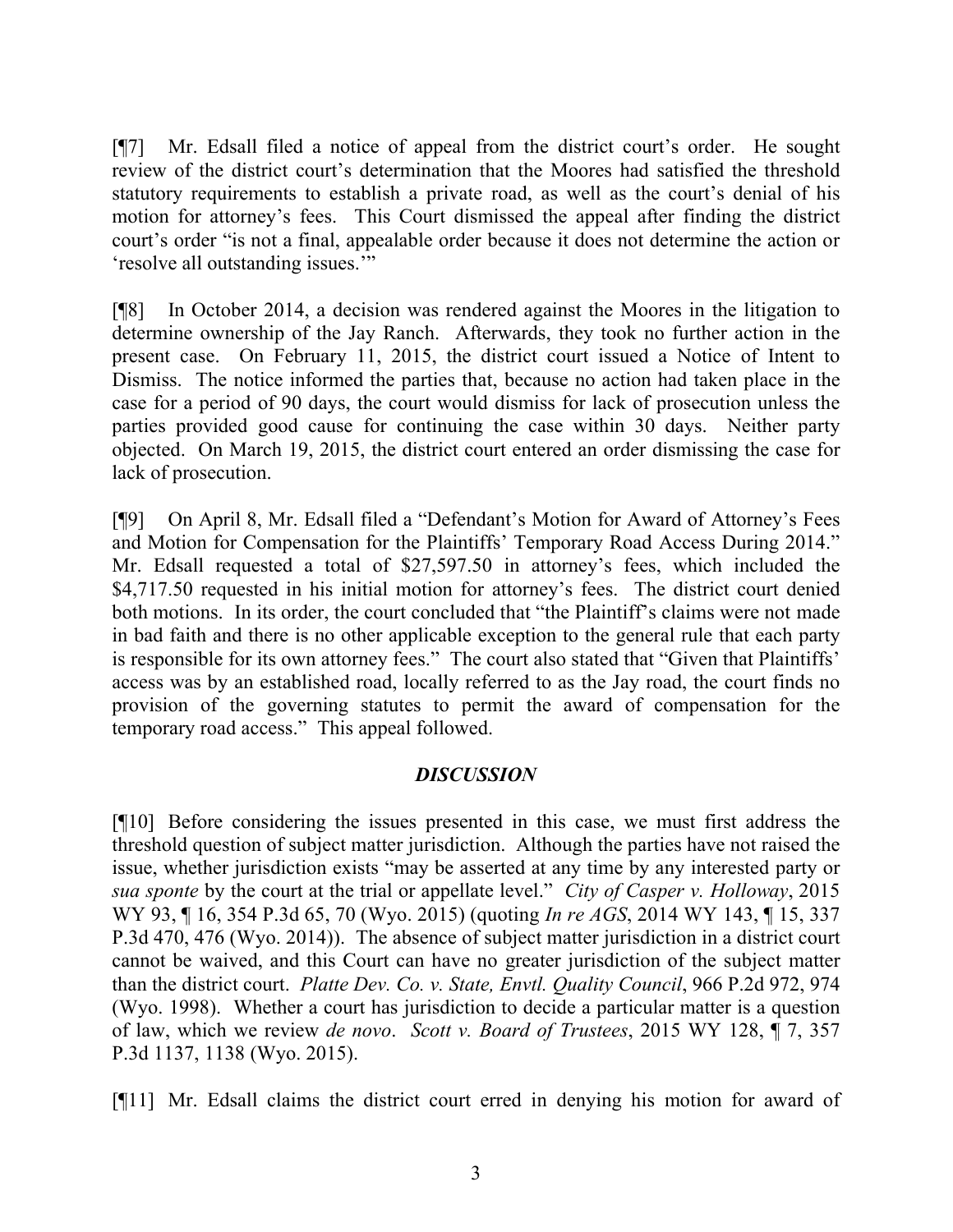[¶7] Mr. Edsall filed a notice of appeal from the district court's order. He sought review of the district court's determination that the Moores had satisfied the threshold statutory requirements to establish a private road, as well as the court's denial of his motion for attorney's fees. This Court dismissed the appeal after finding the district court's order "is not a final, appealable order because it does not determine the action or 'resolve all outstanding issues.'"

[¶8] In October 2014, a decision was rendered against the Moores in the litigation to determine ownership of the Jay Ranch. Afterwards, they took no further action in the present case. On February 11, 2015, the district court issued a Notice of Intent to Dismiss. The notice informed the parties that, because no action had taken place in the case for a period of 90 days, the court would dismiss for lack of prosecution unless the parties provided good cause for continuing the case within 30 days. Neither party objected. On March 19, 2015, the district court entered an order dismissing the case for lack of prosecution.

[¶9] On April 8, Mr. Edsall filed a "Defendant's Motion for Award of Attorney's Fees and Motion for Compensation for the Plaintiffs' Temporary Road Access During 2014." Mr. Edsall requested a total of $27,597.50 in attorney's fees, which included the $4,717.50 requested in his initial motion for attorney's fees. The district court denied both motions. In its order, the court concluded that "the Plaintiff's claims were not made in bad faith and there is no other applicable exception to the general rule that each party is responsible for its own attorney fees." The court also stated that "Given that Plaintiffs' access was by an established road, locally referred to as the Jay road, the court finds no provision of the governing statutes to permit the award of compensation for the temporary road access." This appeal followed.

## *DISCUSSION*

[¶10] Before considering the issues presented in this case, we must first address the threshold question of subject matter jurisdiction. Although the parties have not raised the issue, whether jurisdiction exists "may be asserted at any time by any interested party or *sua sponte* by the court at the trial or appellate level." *City of Casper v. Holloway*, 2015 WY 93, ¶ 16, 354 P.3d 65, 70 (Wyo. 2015) (quoting *In re AGS*, 2014 WY 143, ¶ 15, 337 P.3d 470, 476 (Wyo. 2014)). The absence of subject matter jurisdiction in a district court cannot be waived, and this Court can have no greater jurisdiction of the subject matter than the district court. *Platte Dev. Co. v. State, Envtl. Quality Council*, 966 P.2d 972, 974 (Wyo. 1998). Whether a court has jurisdiction to decide a particular matter is a question of law, which we review *de novo*. *Scott v. Board of Trustees*, 2015 WY 128, ¶ 7, 357 P.3d 1137, 1138 (Wyo. 2015).

[¶11] Mr. Edsall claims the district court erred in denying his motion for award of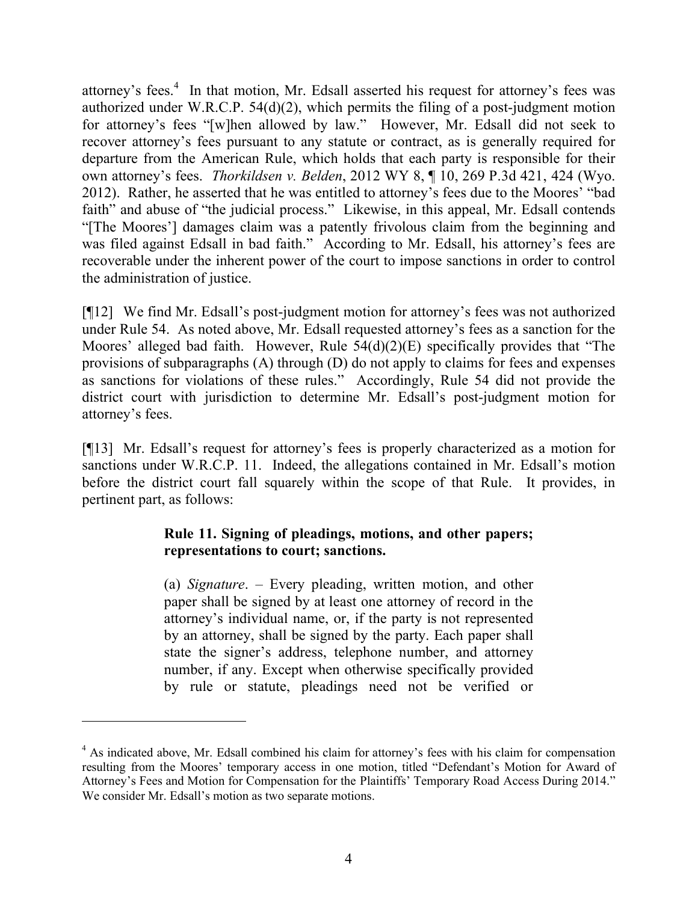attorney's fees.[4] In that motion, Mr. Edsall asserted his request for attorney's fees was authorized under W.R.C.P. 54(d)(2), which permits the filing of a post-judgment motion for attorney's fees "[w]hen allowed by law." However, Mr. Edsall did not seek to recover attorney's fees pursuant to any statute or contract, as is generally required for departure from the American Rule, which holds that each party is responsible for their own attorney's fees. *Thorkildsen v. Belden*, 2012 WY 8, ¶ 10, 269 P.3d 421, 424 (Wyo. 2012). Rather, he asserted that he was entitled to attorney's fees due to the Moores' "bad faith" and abuse of "the judicial process." Likewise, in this appeal, Mr. Edsall contends "[The Moores'] damages claim was a patently frivolous claim from the beginning and was filed against Edsall in bad faith." According to Mr. Edsall, his attorney's fees are recoverable under the inherent power of the court to impose sanctions in order to control the administration of justice.

[¶12] We find Mr. Edsall's post-judgment motion for attorney's fees was not authorized under Rule 54. As noted above, Mr. Edsall requested attorney's fees as a sanction for the Moores' alleged bad faith. However, Rule 54(d)(2)(E) specifically provides that "The provisions of subparagraphs (A) through (D) do not apply to claims for fees and expenses as sanctions for violations of these rules." Accordingly, Rule 54 did not provide the district court with jurisdiction to determine Mr. Edsall's post-judgment motion for attorney's fees.

[¶13] Mr. Edsall's request for attorney's fees is properly characterized as a motion for sanctions under W.R.C.P. 11. Indeed, the allegations contained in Mr. Edsall's motion before the district court fall squarely within the scope of that Rule. It provides, in pertinent part, as follows:

> **Rule 11. Signing of pleadings, motions, and other papers; representations to court; sanctions.**
>
> (a) *Signature*. – Every pleading, written motion, and other paper shall be signed by at least one attorney of record in the attorney's individual name, or, if the party is not represented by an attorney, shall be signed by the party. Each paper shall state the signer's address, telephone number, and attorney number, if any. Except when otherwise specifically provided by rule or statute, pleadings need not be verified or

---

[4] As indicated above, Mr. Edsall combined his claim for attorney's fees with his claim for compensation resulting from the Moores' temporary access in one motion, titled "Defendant's Motion for Award of Attorney's Fees and Motion for Compensation for the Plaintiffs' Temporary Road Access During 2014." We consider Mr. Edsall's motion as two separate motions.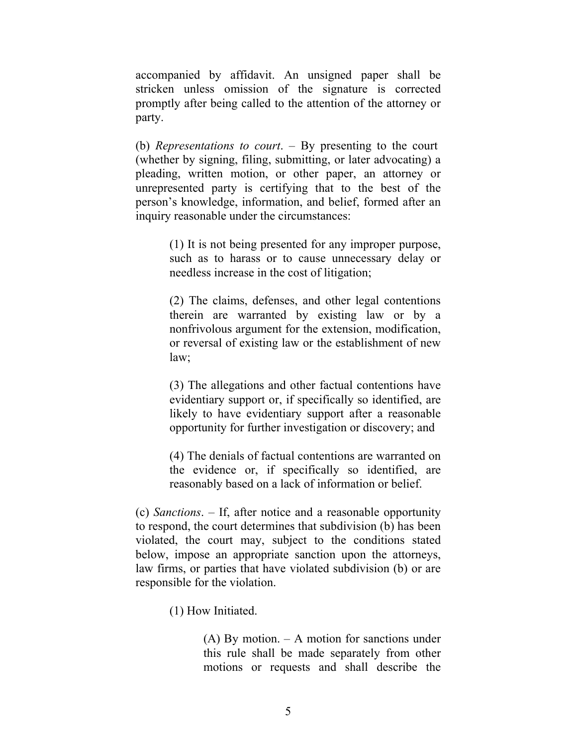accompanied by affidavit. An unsigned paper shall be stricken unless omission of the signature is corrected promptly after being called to the attention of the attorney or party.

(b) *Representations to court*. – By presenting to the court (whether by signing, filing, submitting, or later advocating) a pleading, written motion, or other paper, an attorney or unrepresented party is certifying that to the best of the person's knowledge, information, and belief, formed after an inquiry reasonable under the circumstances:

> (1) It is not being presented for any improper purpose, such as to harass or to cause unnecessary delay or needless increase in the cost of litigation;
>
> (2) The claims, defenses, and other legal contentions therein are warranted by existing law or by a nonfrivolous argument for the extension, modification, or reversal of existing law or the establishment of new law;
>
> (3) The allegations and other factual contentions have evidentiary support or, if specifically so identified, are likely to have evidentiary support after a reasonable opportunity for further investigation or discovery; and
>
> (4) The denials of factual contentions are warranted on the evidence or, if specifically so identified, are reasonably based on a lack of information or belief.

(c) *Sanctions*. – If, after notice and a reasonable opportunity to respond, the court determines that subdivision (b) has been violated, the court may, subject to the conditions stated below, impose an appropriate sanction upon the attorneys, law firms, or parties that have violated subdivision (b) or are responsible for the violation.

> (1) How Initiated.
>
> > (A) By motion. – A motion for sanctions under this rule shall be made separately from other motions or requests and shall describe the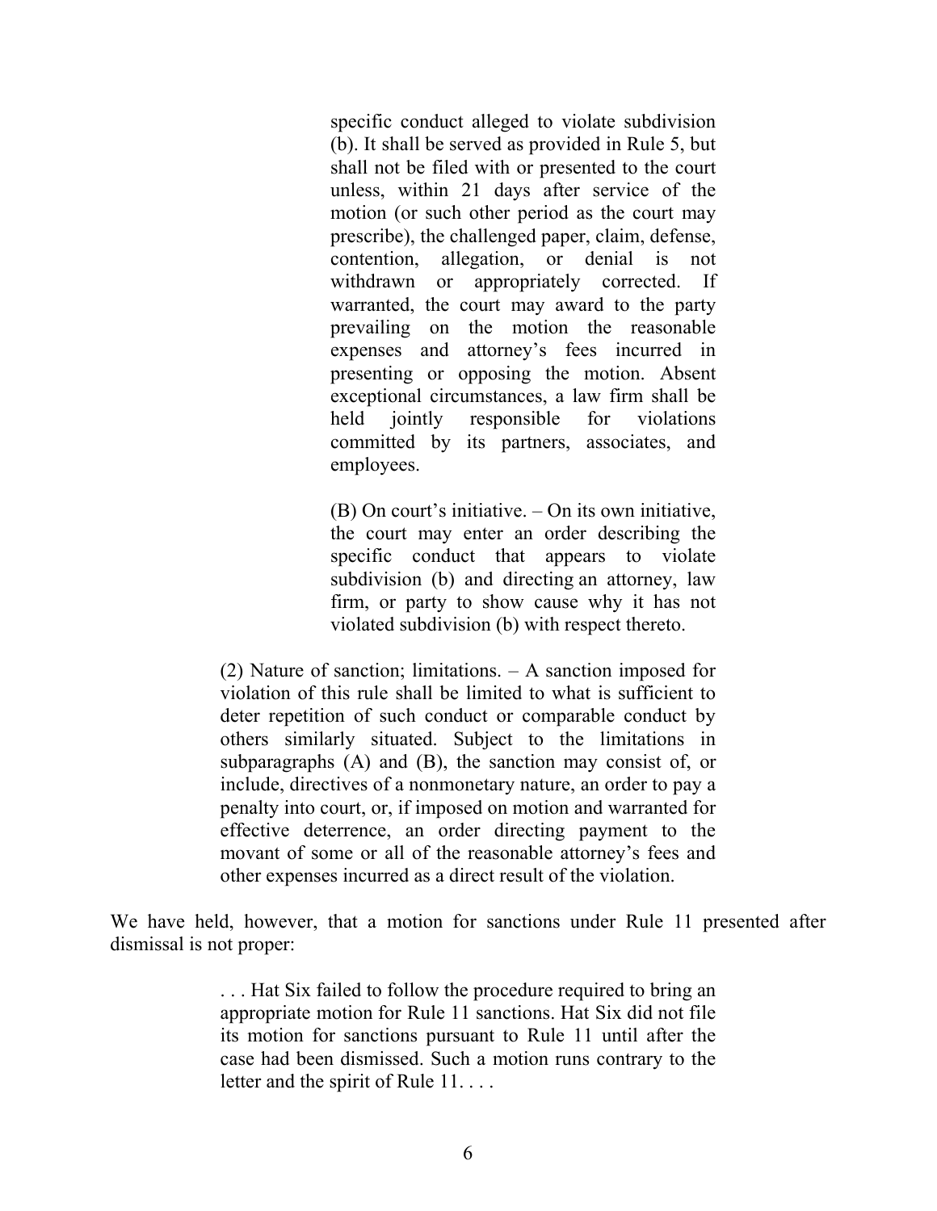> specific conduct alleged to violate subdivision (b). It shall be served as provided in Rule 5, but shall not be filed with or presented to the court unless, within 21 days after service of the motion (or such other period as the court may prescribe), the challenged paper, claim, defense, contention, allegation, or denial is not withdrawn or appropriately corrected. If warranted, the court may award to the party prevailing on the motion the reasonable expenses and attorney's fees incurred in presenting or opposing the motion. Absent exceptional circumstances, a law firm shall be held jointly responsible for violations committed by its partners, associates, and employees.
>
> (B) On court's initiative. – On its own initiative, the court may enter an order describing the specific conduct that appears to violate subdivision (b) and directing an attorney, law firm, or party to show cause why it has not violated subdivision (b) with respect thereto.
>
> (2) Nature of sanction; limitations. – A sanction imposed for violation of this rule shall be limited to what is sufficient to deter repetition of such conduct or comparable conduct by others similarly situated. Subject to the limitations in subparagraphs (A) and (B), the sanction may consist of, or include, directives of a nonmonetary nature, an order to pay a penalty into court, or, if imposed on motion and warranted for effective deterrence, an order directing payment to the movant of some or all of the reasonable attorney's fees and other expenses incurred as a direct result of the violation.

We have held, however, that a motion for sanctions under Rule 11 presented after dismissal is not proper:

> . . . Hat Six failed to follow the procedure required to bring an appropriate motion for Rule 11 sanctions. Hat Six did not file its motion for sanctions pursuant to Rule 11 until after the case had been dismissed. Such a motion runs contrary to the letter and the spirit of Rule 11. . . .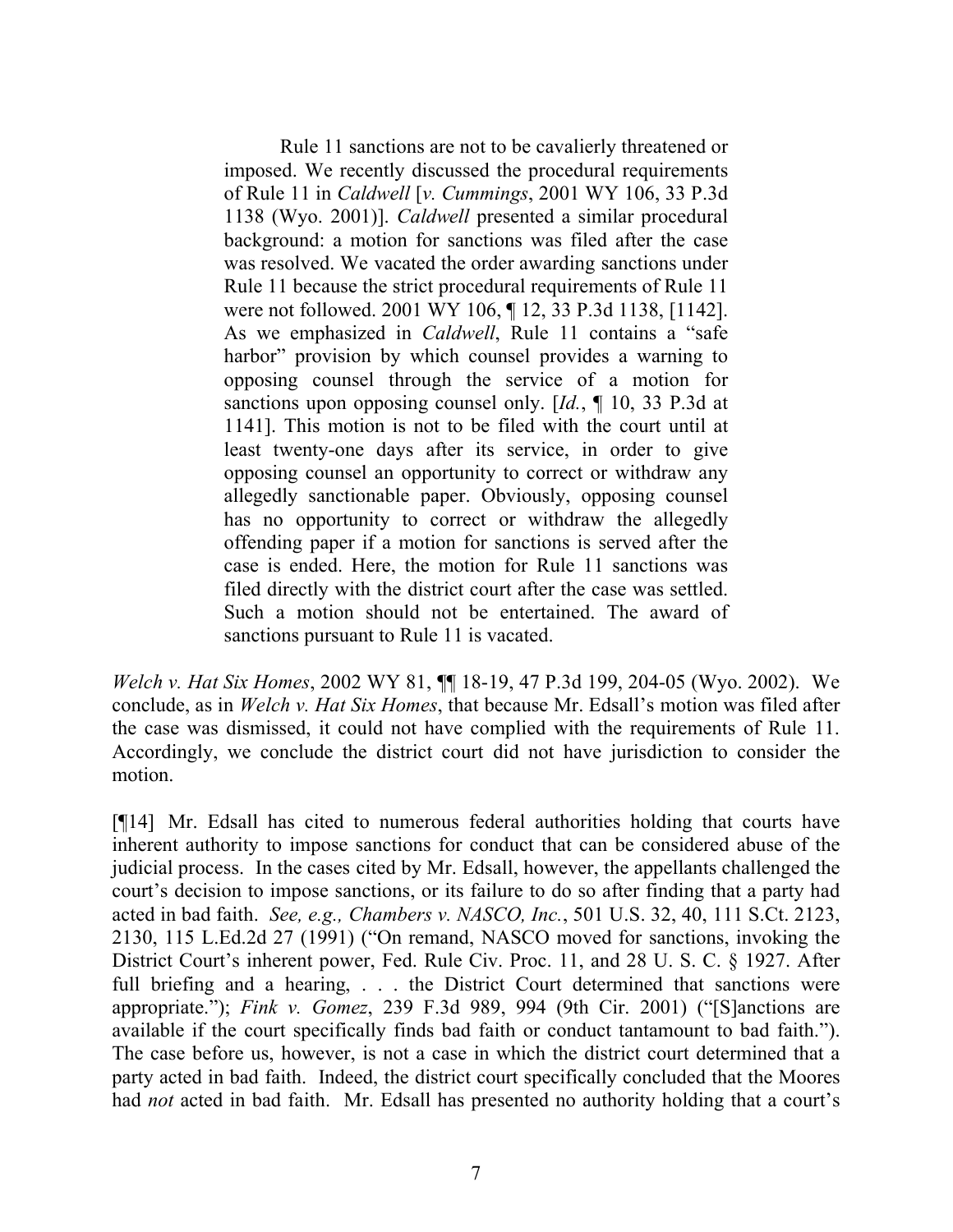> Rule 11 sanctions are not to be cavalierly threatened or imposed. We recently discussed the procedural requirements of Rule 11 in *Caldwell* [*v. Cummings*, 2001 WY 106, 33 P.3d 1138 (Wyo. 2001)]. *Caldwell* presented a similar procedural background: a motion for sanctions was filed after the case was resolved. We vacated the order awarding sanctions under Rule 11 because the strict procedural requirements of Rule 11 were not followed. 2001 WY 106, ¶ 12, 33 P.3d 1138, [1142]. As we emphasized in *Caldwell*, Rule 11 contains a "safe harbor" provision by which counsel provides a warning to opposing counsel through the service of a motion for sanctions upon opposing counsel only. [*Id.*, ¶ 10, 33 P.3d at 1141]. This motion is not to be filed with the court until at least twenty-one days after its service, in order to give opposing counsel an opportunity to correct or withdraw any allegedly sanctionable paper. Obviously, opposing counsel has no opportunity to correct or withdraw the allegedly offending paper if a motion for sanctions is served after the case is ended. Here, the motion for Rule 11 sanctions was filed directly with the district court after the case was settled. Such a motion should not be entertained. The award of sanctions pursuant to Rule 11 is vacated.

*Welch v. Hat Six Homes*, 2002 WY 81, ¶¶ 18-19, 47 P.3d 199, 204-05 (Wyo. 2002). We conclude, as in *Welch v. Hat Six Homes*, that because Mr. Edsall's motion was filed after the case was dismissed, it could not have complied with the requirements of Rule 11. Accordingly, we conclude the district court did not have jurisdiction to consider the motion.

[¶14] Mr. Edsall has cited to numerous federal authorities holding that courts have inherent authority to impose sanctions for conduct that can be considered abuse of the judicial process. In the cases cited by Mr. Edsall, however, the appellants challenged the court's decision to impose sanctions, or its failure to do so after finding that a party had acted in bad faith. *See, e.g., Chambers v. NASCO, Inc.*, 501 U.S. 32, 40, 111 S.Ct. 2123, 2130, 115 L.Ed.2d 27 (1991) ("On remand, NASCO moved for sanctions, invoking the District Court's inherent power, Fed. Rule Civ. Proc. 11, and 28 U. S. C. § 1927. After full briefing and a hearing, . . . the District Court determined that sanctions were appropriate."); *Fink v. Gomez*, 239 F.3d 989, 994 (9th Cir. 2001) ("[S]anctions are available if the court specifically finds bad faith or conduct tantamount to bad faith."). The case before us, however, is not a case in which the district court determined that a party acted in bad faith. Indeed, the district court specifically concluded that the Moores had *not* acted in bad faith. Mr. Edsall has presented no authority holding that a court's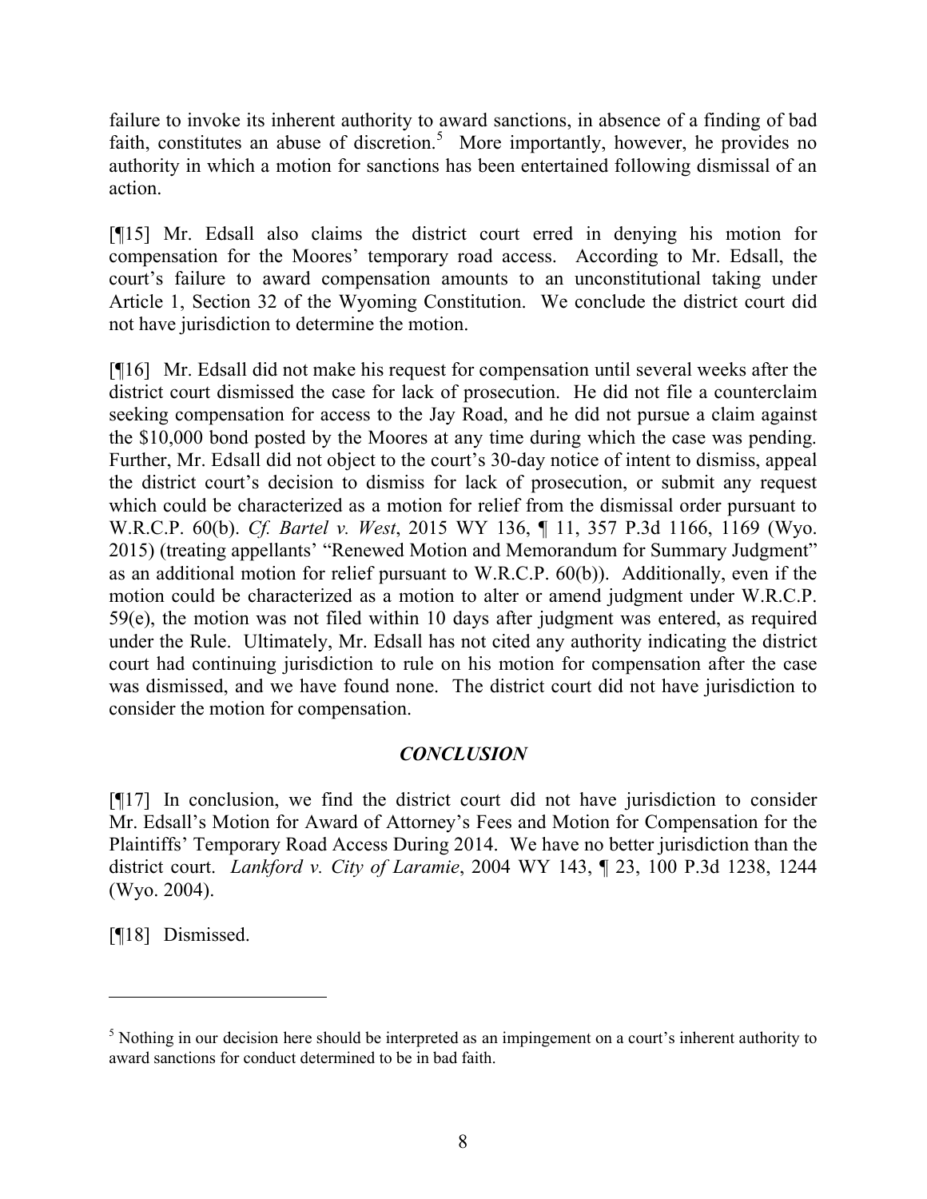failure to invoke its inherent authority to award sanctions, in absence of a finding of bad faith, constitutes an abuse of discretion.[5] More importantly, however, he provides no authority in which a motion for sanctions has been entertained following dismissal of an action.

[¶15] Mr. Edsall also claims the district court erred in denying his motion for compensation for the Moores' temporary road access. According to Mr. Edsall, the court's failure to award compensation amounts to an unconstitutional taking under Article 1, Section 32 of the Wyoming Constitution. We conclude the district court did not have jurisdiction to determine the motion.

[¶16] Mr. Edsall did not make his request for compensation until several weeks after the district court dismissed the case for lack of prosecution. He did not file a counterclaim seeking compensation for access to the Jay Road, and he did not pursue a claim against the $10,000 bond posted by the Moores at any time during which the case was pending. Further, Mr. Edsall did not object to the court's 30-day notice of intent to dismiss, appeal the district court's decision to dismiss for lack of prosecution, or submit any request which could be characterized as a motion for relief from the dismissal order pursuant to W.R.C.P. 60(b). *Cf. Bartel v. West*, 2015 WY 136, ¶ 11, 357 P.3d 1166, 1169 (Wyo. 2015) (treating appellants' "Renewed Motion and Memorandum for Summary Judgment" as an additional motion for relief pursuant to W.R.C.P. 60(b)). Additionally, even if the motion could be characterized as a motion to alter or amend judgment under W.R.C.P. 59(e), the motion was not filed within 10 days after judgment was entered, as required under the Rule. Ultimately, Mr. Edsall has not cited any authority indicating the district court had continuing jurisdiction to rule on his motion for compensation after the case was dismissed, and we have found none. The district court did not have jurisdiction to consider the motion for compensation.

## *CONCLUSION*

[¶17] In conclusion, we find the district court did not have jurisdiction to consider Mr. Edsall's Motion for Award of Attorney's Fees and Motion for Compensation for the Plaintiffs' Temporary Road Access During 2014. We have no better jurisdiction than the district court. *Lankford v. City of Laramie*, 2004 WY 143, ¶ 23, 100 P.3d 1238, 1244 (Wyo. 2004).

[¶18] Dismissed.

---

[5] Nothing in our decision here should be interpreted as an impingement on a court's inherent authority to award sanctions for conduct determined to be in bad faith.